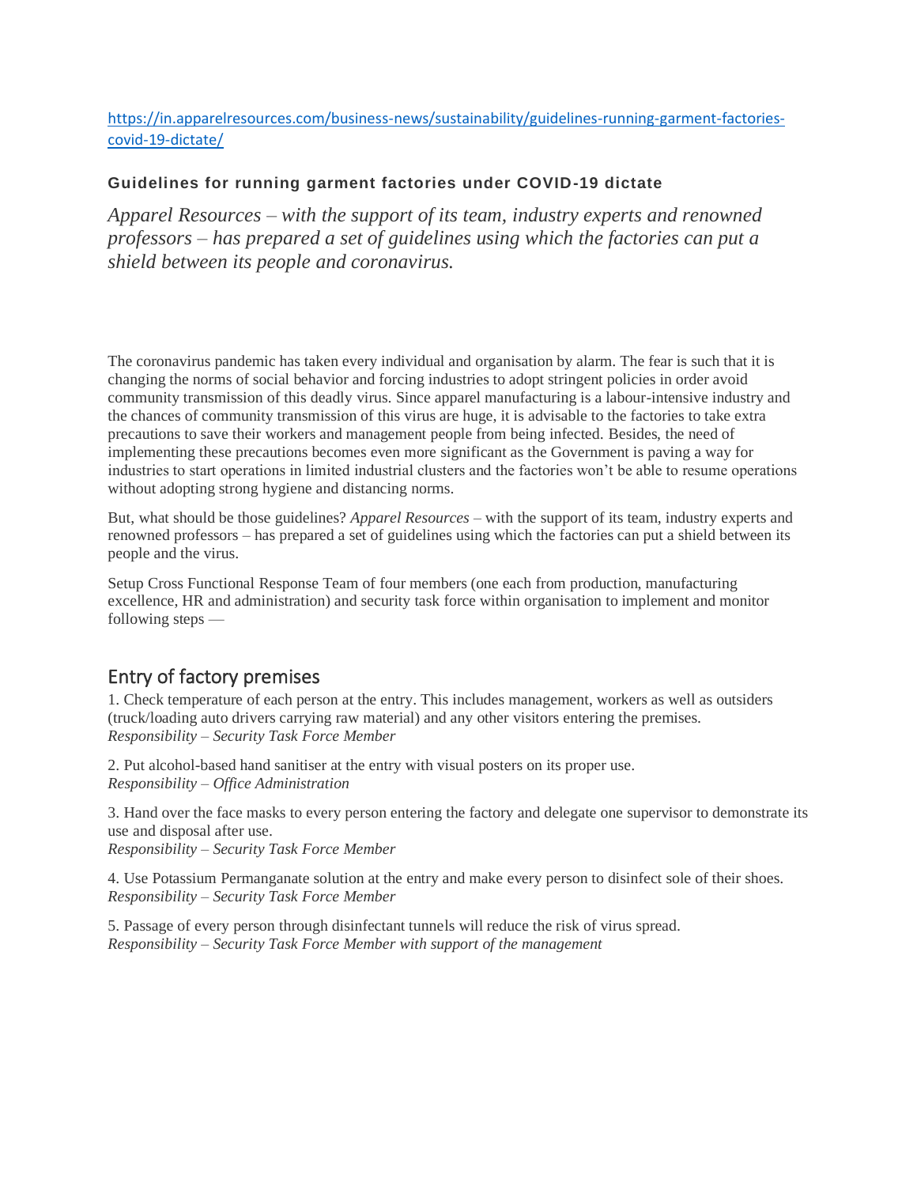https://in.apparelresources.com/business-news/sustainability/guidelines-running-garment-factories-covid-19-dictate/

**Guidelines for running garment factories under COVID-19 dictate**

*Apparel Resources – with the support of its team, industry experts and renowned professors – has prepared a set of guidelines using which the factories can put a shield between its people and coronavirus.*

The coronavirus pandemic has taken every individual and organisation by alarm. The fear is such that it is changing the norms of social behavior and forcing industries to adopt stringent policies in order avoid community transmission of this deadly virus. Since apparel manufacturing is a labour-intensive industry and the chances of community transmission of this virus are huge, it is advisable to the factories to take extra precautions to save their workers and management people from being infected. Besides, the need of implementing these precautions becomes even more significant as the Government is paving a way for industries to start operations in limited industrial clusters and the factories won't be able to resume operations without adopting strong hygiene and distancing norms.

But, what should be those guidelines? *Apparel Resources* – with the support of its team, industry experts and renowned professors – has prepared a set of guidelines using which the factories can put a shield between its people and the virus.

Setup Cross Functional Response Team of four members (one each from production, manufacturing excellence, HR and administration) and security task force within organisation to implement and monitor following steps —

## Entry of factory premises

1. Check temperature of each person at the entry. This includes management, workers as well as outsiders (truck/loading auto drivers carrying raw material) and any other visitors entering the premises.
*Responsibility – Security Task Force Member*

2. Put alcohol-based hand sanitiser at the entry with visual posters on its proper use.
*Responsibility – Office Administration*

3. Hand over the face masks to every person entering the factory and delegate one supervisor to demonstrate its use and disposal after use.
*Responsibility – Security Task Force Member*

4. Use Potassium Permanganate solution at the entry and make every person to disinfect sole of their shoes.
*Responsibility – Security Task Force Member*

5. Passage of every person through disinfectant tunnels will reduce the risk of virus spread.
*Responsibility – Security Task Force Member with support of the management*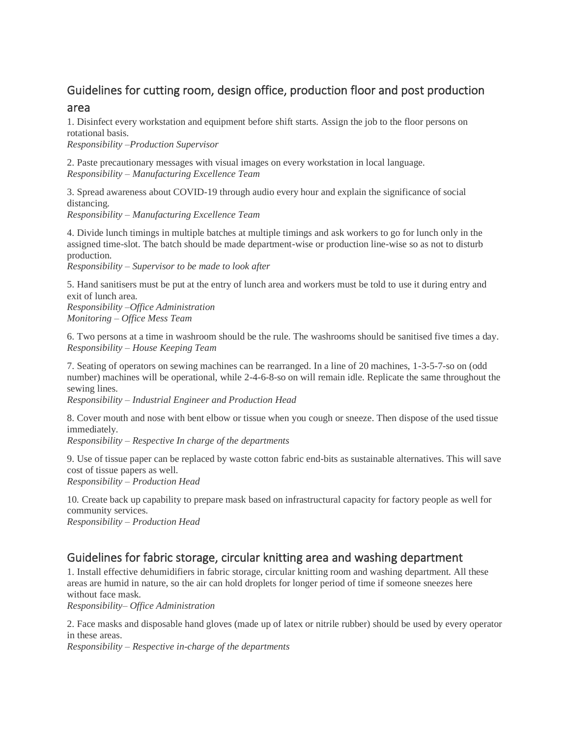## Guidelines for cutting room, design office, production floor and post production area

1. Disinfect every workstation and equipment before shift starts. Assign the job to the floor persons on rotational basis.
*Responsibility –Production Supervisor*

2. Paste precautionary messages with visual images on every workstation in local language.
*Responsibility – Manufacturing Excellence Team*

3. Spread awareness about COVID-19 through audio every hour and explain the significance of social distancing.
*Responsibility – Manufacturing Excellence Team*

4. Divide lunch timings in multiple batches at multiple timings and ask workers to go for lunch only in the assigned time-slot. The batch should be made department-wise or production line-wise so as not to disturb production.
*Responsibility – Supervisor to be made to look after*

5. Hand sanitisers must be put at the entry of lunch area and workers must be told to use it during entry and exit of lunch area.
*Responsibility –Office Administration*
*Monitoring – Office Mess Team*

6. Two persons at a time in washroom should be the rule. The washrooms should be sanitised five times a day.
*Responsibility – House Keeping Team*

7. Seating of operators on sewing machines can be rearranged. In a line of 20 machines, 1-3-5-7-so on (odd number) machines will be operational, while 2-4-6-8-so on will remain idle. Replicate the same throughout the sewing lines.
*Responsibility – Industrial Engineer and Production Head*

8. Cover mouth and nose with bent elbow or tissue when you cough or sneeze. Then dispose of the used tissue immediately.
*Responsibility – Respective In charge of the departments*

9. Use of tissue paper can be replaced by waste cotton fabric end-bits as sustainable alternatives. This will save cost of tissue papers as well.
*Responsibility – Production Head*

10. Create back up capability to prepare mask based on infrastructural capacity for factory people as well for community services.
*Responsibility – Production Head*

## Guidelines for fabric storage, circular knitting area and washing department

1. Install effective dehumidifiers in fabric storage, circular knitting room and washing department. All these areas are humid in nature, so the air can hold droplets for longer period of time if someone sneezes here without face mask.
*Responsibility– Office Administration*

2. Face masks and disposable hand gloves (made up of latex or nitrile rubber) should be used by every operator in these areas.
*Responsibility – Respective in-charge of the departments*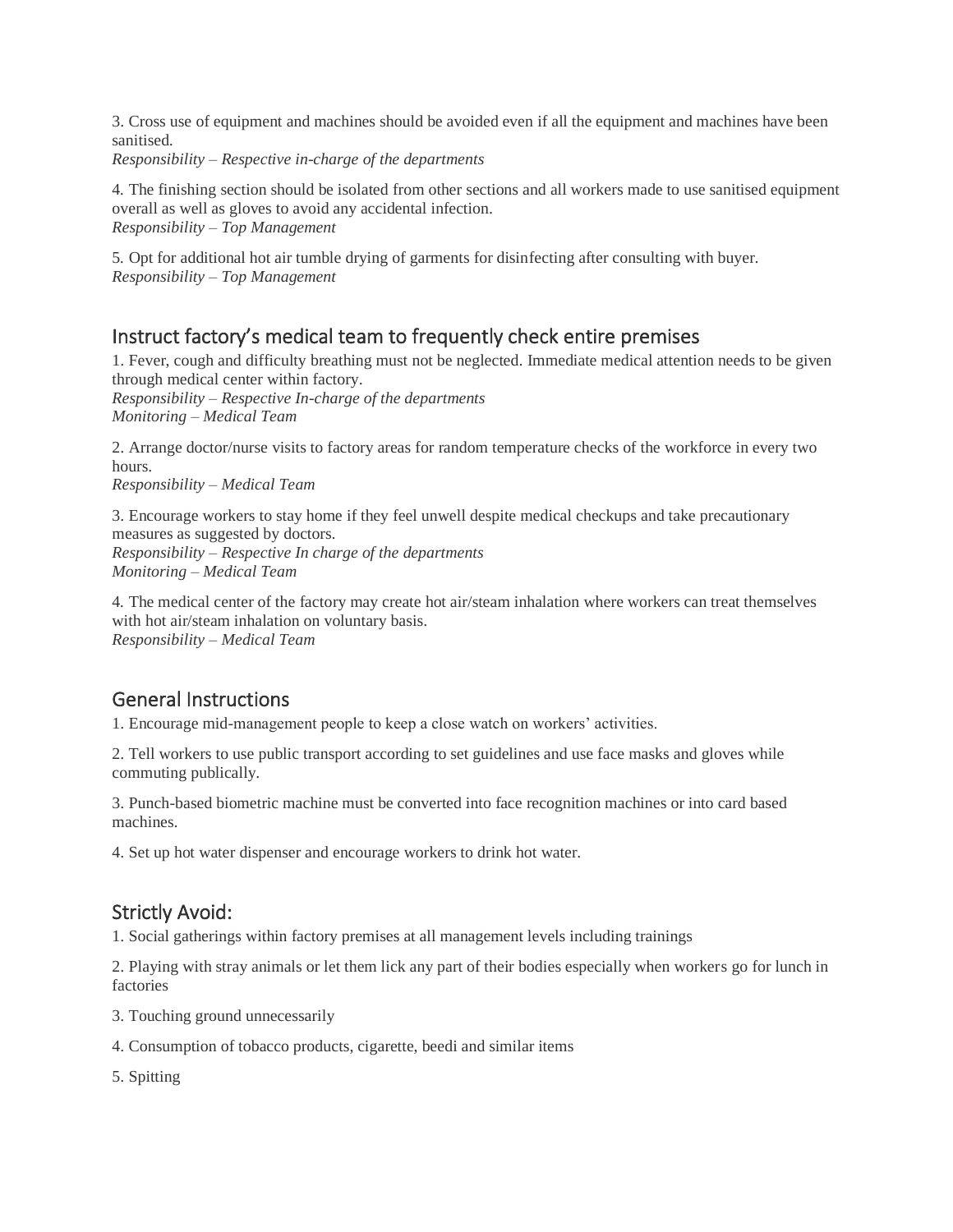3. Cross use of equipment and machines should be avoided even if all the equipment and machines have been sanitised.
*Responsibility – Respective in-charge of the departments*

4. The finishing section should be isolated from other sections and all workers made to use sanitised equipment overall as well as gloves to avoid any accidental infection.
*Responsibility – Top Management*

5. Opt for additional hot air tumble drying of garments for disinfecting after consulting with buyer.
*Responsibility – Top Management*

## Instruct factory's medical team to frequently check entire premises

1. Fever, cough and difficulty breathing must not be neglected. Immediate medical attention needs to be given through medical center within factory.
*Responsibility – Respective In-charge of the departments*
*Monitoring – Medical Team*

2. Arrange doctor/nurse visits to factory areas for random temperature checks of the workforce in every two hours.
*Responsibility – Medical Team*

3. Encourage workers to stay home if they feel unwell despite medical checkups and take precautionary measures as suggested by doctors.
*Responsibility – Respective In charge of the departments*
*Monitoring – Medical Team*

4. The medical center of the factory may create hot air/steam inhalation where workers can treat themselves with hot air/steam inhalation on voluntary basis.
*Responsibility – Medical Team*

## General Instructions

1. Encourage mid-management people to keep a close watch on workers' activities.

2. Tell workers to use public transport according to set guidelines and use face masks and gloves while commuting publically.

3. Punch-based biometric machine must be converted into face recognition machines or into card based machines.

4. Set up hot water dispenser and encourage workers to drink hot water.

## Strictly Avoid:

1. Social gatherings within factory premises at all management levels including trainings

2. Playing with stray animals or let them lick any part of their bodies especially when workers go for lunch in factories

3. Touching ground unnecessarily

4. Consumption of tobacco products, cigarette, beedi and similar items

5. Spitting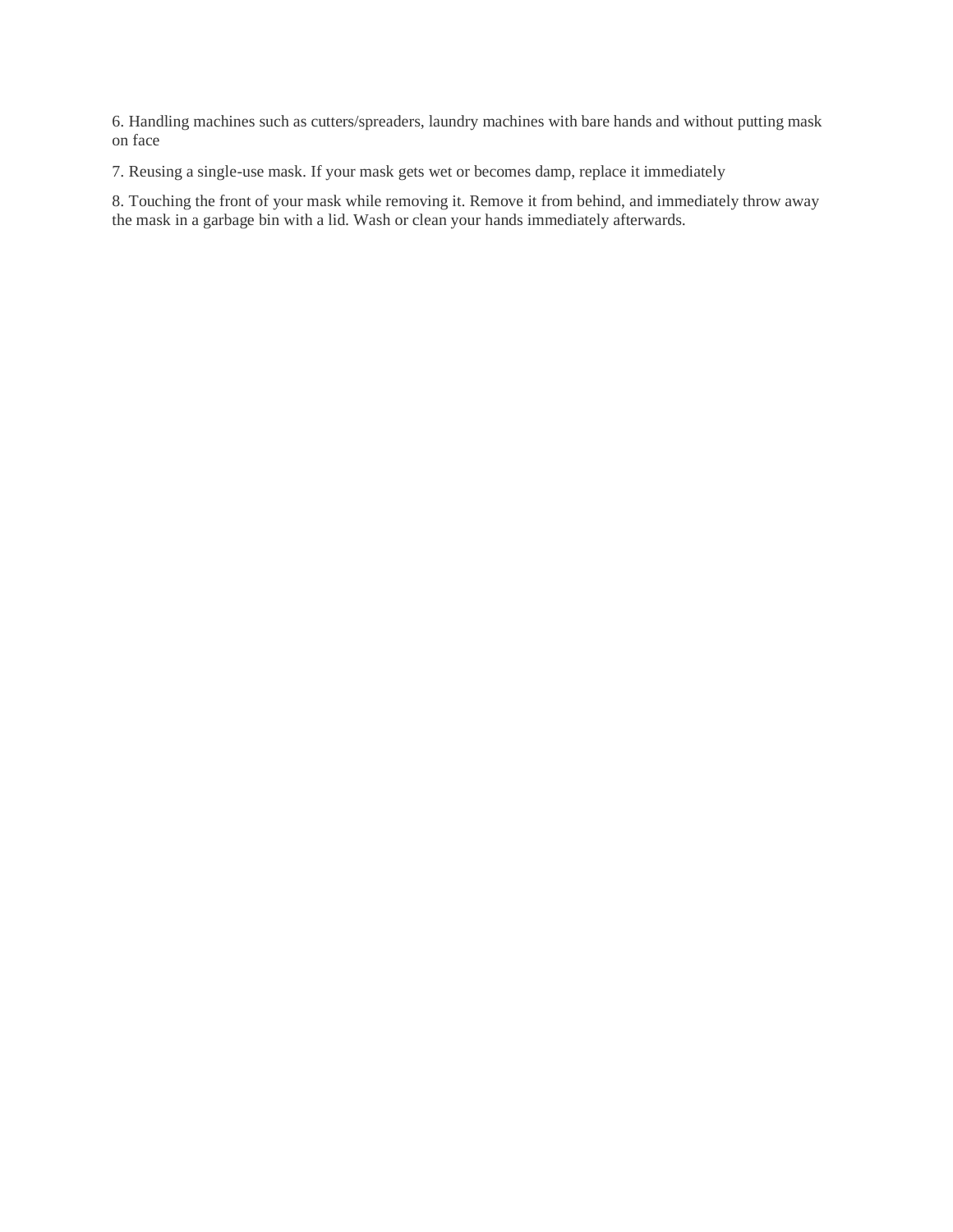6. Handling machines such as cutters/spreaders, laundry machines with bare hands and without putting mask on face

7. Reusing a single-use mask. If your mask gets wet or becomes damp, replace it immediately

8. Touching the front of your mask while removing it. Remove it from behind, and immediately throw away the mask in a garbage bin with a lid. Wash or clean your hands immediately afterwards.